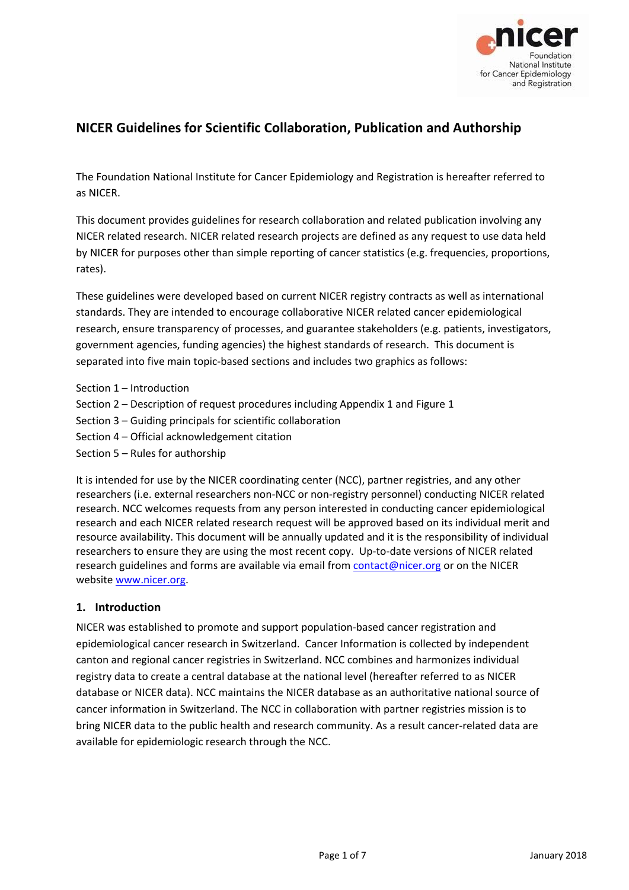# NICER Guidelines for Scientific Collaboration, Publication and Authorship

The Foundation National Institute for Cancer Epidemiology and Registration is hereafter referred to as NICER.

This document provides guidelines for research collaboration and related publication involving any NICER related research. NICER related research projects are defined as any request to use data held by NICER for purposes other than simple reporting of cancer statistics (e.g. frequencies, proportions, rates).

These guidelines were developed based on current NICER registry contracts as well as international standards. They are intended to encourage collaborative NICER related cancer epidemiological research, ensure transparency of processes, and guarantee stakeholders (e.g. patients, investigators, government agencies, funding agencies) the highest standards of research. This document is separated into five main topic-based sections and includes two graphics as follows:

Section 1 – Introduction
Section 2 – Description of request procedures including Appendix 1 and Figure 1
Section 3 – Guiding principals for scientific collaboration
Section 4 – Official acknowledgement citation
Section 5 – Rules for authorship

It is intended for use by the NICER coordinating center (NCC), partner registries, and any other researchers (i.e. external researchers non-NCC or non-registry personnel) conducting NICER related research. NCC welcomes requests from any person interested in conducting cancer epidemiological research and each NICER related research request will be approved based on its individual merit and resource availability. This document will be annually updated and it is the responsibility of individual researchers to ensure they are using the most recent copy. Up-to-date versions of NICER related research guidelines and forms are available via email from contact@nicer.org or on the NICER website www.nicer.org.

## 1. Introduction

NICER was established to promote and support population-based cancer registration and epidemiological cancer research in Switzerland. Cancer Information is collected by independent canton and regional cancer registries in Switzerland. NCC combines and harmonizes individual registry data to create a central database at the national level (hereafter referred to as NICER database or NICER data). NCC maintains the NICER database as an authoritative national source of cancer information in Switzerland. The NCC in collaboration with partner registries mission is to bring NICER data to the public health and research community. As a result cancer-related data are available for epidemiologic research through the NCC.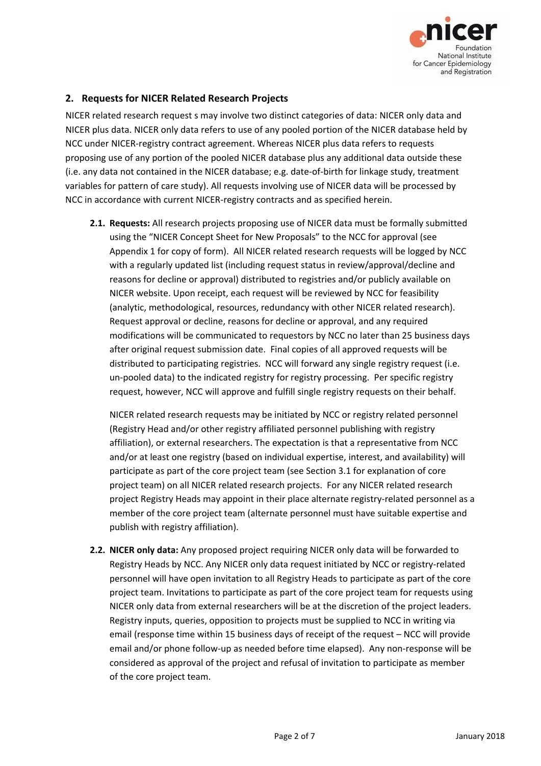## 2. Requests for NICER Related Research Projects

NICER related research request s may involve two distinct categories of data: NICER only data and NICER plus data. NICER only data refers to use of any pooled portion of the NICER database held by NCC under NICER-registry contract agreement. Whereas NICER plus data refers to requests proposing use of any portion of the pooled NICER database plus any additional data outside these (i.e. any data not contained in the NICER database; e.g. date-of-birth for linkage study, treatment variables for pattern of care study). All requests involving use of NICER data will be processed by NCC in accordance with current NICER-registry contracts and as specified herein.

**2.1. Requests:** All research projects proposing use of NICER data must be formally submitted using the "NICER Concept Sheet for New Proposals" to the NCC for approval (see Appendix 1 for copy of form). All NICER related research requests will be logged by NCC with a regularly updated list (including request status in review/approval/decline and reasons for decline or approval) distributed to registries and/or publicly available on NICER website. Upon receipt, each request will be reviewed by NCC for feasibility (analytic, methodological, resources, redundancy with other NICER related research). Request approval or decline, reasons for decline or approval, and any required modifications will be communicated to requestors by NCC no later than 25 business days after original request submission date. Final copies of all approved requests will be distributed to participating registries. NCC will forward any single registry request (i.e. un-pooled data) to the indicated registry for registry processing. Per specific registry request, however, NCC will approve and fulfill single registry requests on their behalf.

NICER related research requests may be initiated by NCC or registry related personnel (Registry Head and/or other registry affiliated personnel publishing with registry affiliation), or external researchers. The expectation is that a representative from NCC and/or at least one registry (based on individual expertise, interest, and availability) will participate as part of the core project team (see Section 3.1 for explanation of core project team) on all NICER related research projects. For any NICER related research project Registry Heads may appoint in their place alternate registry-related personnel as a member of the core project team (alternate personnel must have suitable expertise and publish with registry affiliation).

**2.2. NICER only data:** Any proposed project requiring NICER only data will be forwarded to Registry Heads by NCC. Any NICER only data request initiated by NCC or registry-related personnel will have open invitation to all Registry Heads to participate as part of the core project team. Invitations to participate as part of the core project team for requests using NICER only data from external researchers will be at the discretion of the project leaders. Registry inputs, queries, opposition to projects must be supplied to NCC in writing via email (response time within 15 business days of receipt of the request – NCC will provide email and/or phone follow-up as needed before time elapsed). Any non-response will be considered as approval of the project and refusal of invitation to participate as member of the core project team.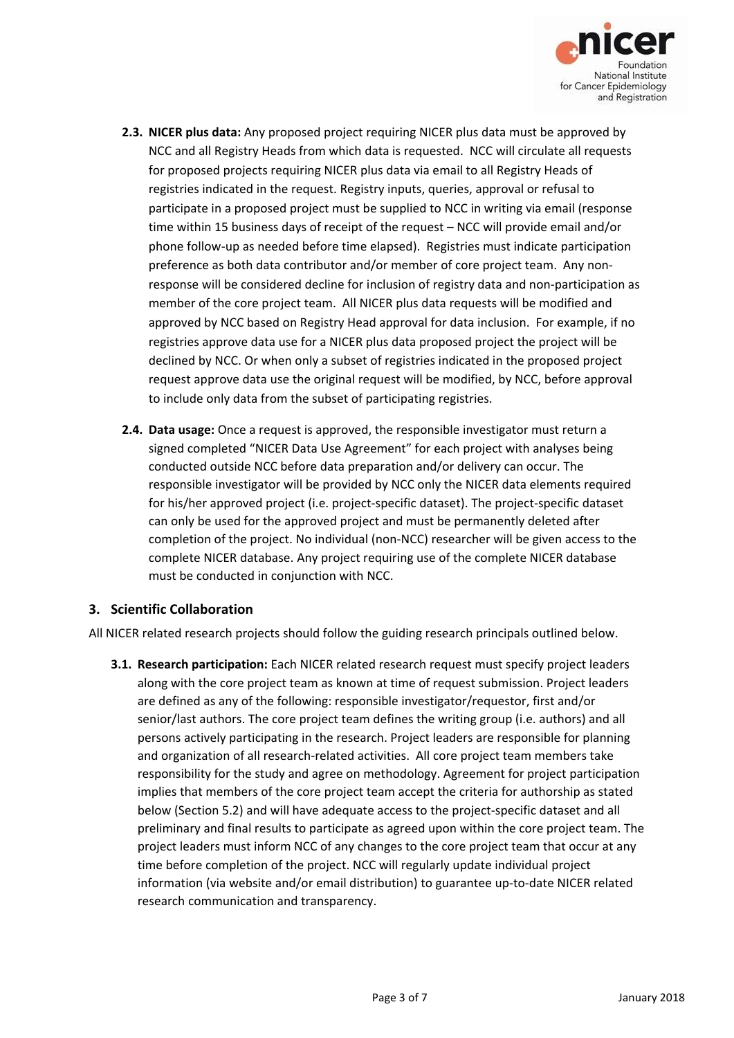2.3. **NICER plus data:** Any proposed project requiring NICER plus data must be approved by NCC and all Registry Heads from which data is requested. NCC will circulate all requests for proposed projects requiring NICER plus data via email to all Registry Heads of registries indicated in the request. Registry inputs, queries, approval or refusal to participate in a proposed project must be supplied to NCC in writing via email (response time within 15 business days of receipt of the request – NCC will provide email and/or phone follow-up as needed before time elapsed). Registries must indicate participation preference as both data contributor and/or member of core project team. Any non-response will be considered decline for inclusion of registry data and non-participation as member of the core project team. All NICER plus data requests will be modified and approved by NCC based on Registry Head approval for data inclusion. For example, if no registries approve data use for a NICER plus data proposed project the project will be declined by NCC. Or when only a subset of registries indicated in the proposed project request approve data use the original request will be modified, by NCC, before approval to include only data from the subset of participating registries.

2.4. **Data usage:** Once a request is approved, the responsible investigator must return a signed completed "NICER Data Use Agreement" for each project with analyses being conducted outside NCC before data preparation and/or delivery can occur. The responsible investigator will be provided by NCC only the NICER data elements required for his/her approved project (i.e. project-specific dataset). The project-specific dataset can only be used for the approved project and must be permanently deleted after completion of the project. No individual (non-NCC) researcher will be given access to the complete NICER database. Any project requiring use of the complete NICER database must be conducted in conjunction with NCC.

## 3. Scientific Collaboration

All NICER related research projects should follow the guiding research principals outlined below.

3.1. **Research participation:** Each NICER related research request must specify project leaders along with the core project team as known at time of request submission. Project leaders are defined as any of the following: responsible investigator/requestor, first and/or senior/last authors. The core project team defines the writing group (i.e. authors) and all persons actively participating in the research. Project leaders are responsible for planning and organization of all research-related activities. All core project team members take responsibility for the study and agree on methodology. Agreement for project participation implies that members of the core project team accept the criteria for authorship as stated below (Section 5.2) and will have adequate access to the project-specific dataset and all preliminary and final results to participate as agreed upon within the core project team. The project leaders must inform NCC of any changes to the core project team that occur at any time before completion of the project. NCC will regularly update individual project information (via website and/or email distribution) to guarantee up-to-date NICER related research communication and transparency.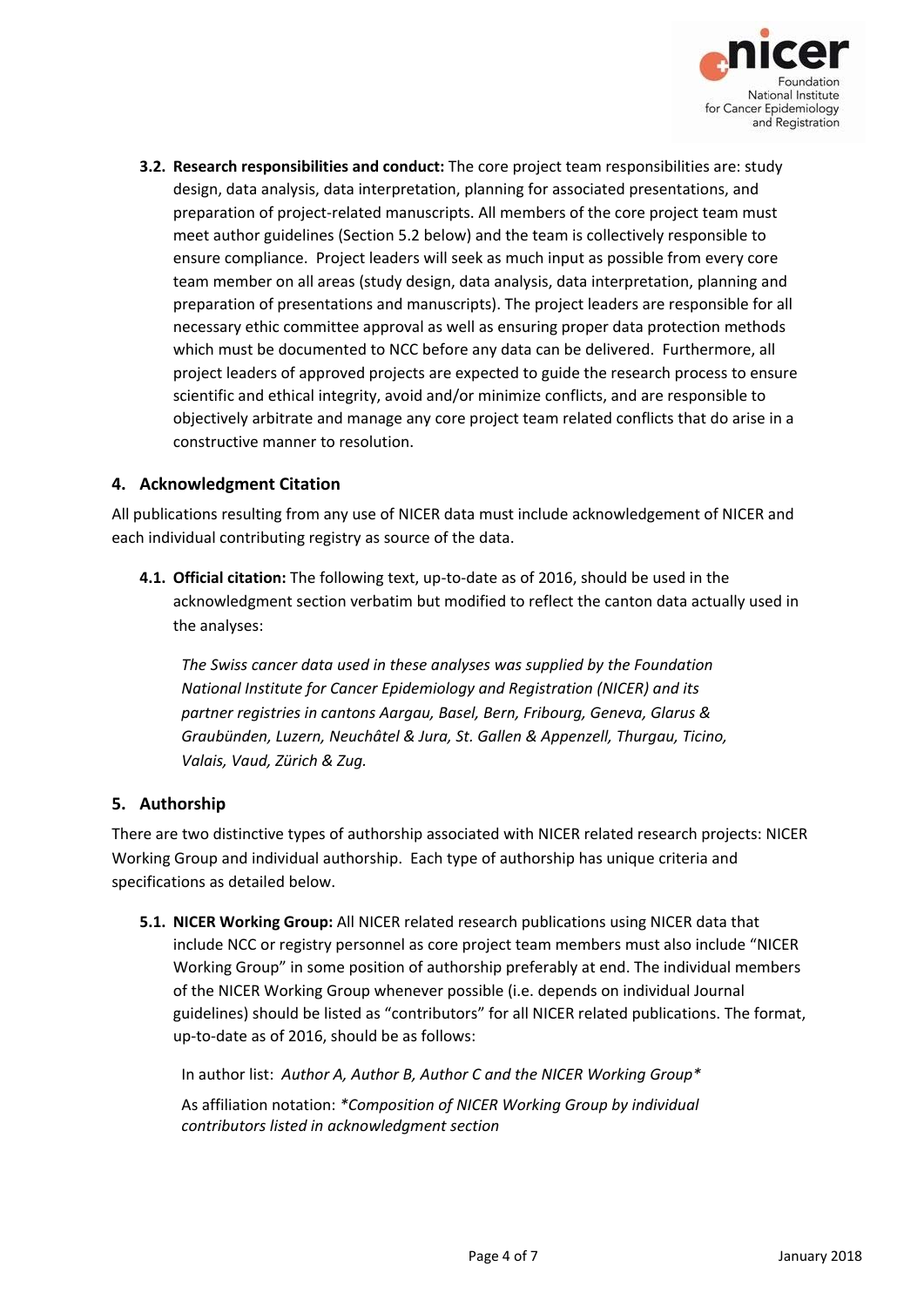**3.2. Research responsibilities and conduct:** The core project team responsibilities are: study design, data analysis, data interpretation, planning for associated presentations, and preparation of project-related manuscripts. All members of the core project team must meet author guidelines (Section 5.2 below) and the team is collectively responsible to ensure compliance. Project leaders will seek as much input as possible from every core team member on all areas (study design, data analysis, data interpretation, planning and preparation of presentations and manuscripts). The project leaders are responsible for all necessary ethic committee approval as well as ensuring proper data protection methods which must be documented to NCC before any data can be delivered. Furthermore, all project leaders of approved projects are expected to guide the research process to ensure scientific and ethical integrity, avoid and/or minimize conflicts, and are responsible to objectively arbitrate and manage any core project team related conflicts that do arise in a constructive manner to resolution.

## 4. Acknowledgment Citation

All publications resulting from any use of NICER data must include acknowledgement of NICER and each individual contributing registry as source of the data.

**4.1. Official citation:** The following text, up-to-date as of 2016, should be used in the acknowledgment section verbatim but modified to reflect the canton data actually used in the analyses:

> *The Swiss cancer data used in these analyses was supplied by the Foundation National Institute for Cancer Epidemiology and Registration (NICER) and its partner registries in cantons Aargau, Basel, Bern, Fribourg, Geneva, Glarus & Graubünden, Luzern, Neuchâtel & Jura, St. Gallen & Appenzell, Thurgau, Ticino, Valais, Vaud, Zürich & Zug.*

## 5. Authorship

There are two distinctive types of authorship associated with NICER related research projects: NICER Working Group and individual authorship. Each type of authorship has unique criteria and specifications as detailed below.

**5.1. NICER Working Group:** All NICER related research publications using NICER data that include NCC or registry personnel as core project team members must also include "NICER Working Group" in some position of authorship preferably at end. The individual members of the NICER Working Group whenever possible (i.e. depends on individual Journal guidelines) should be listed as "contributors" for all NICER related publications. The format, up-to-date as of 2016, should be as follows:

In author list: *Author A, Author B, Author C and the NICER Working Group**

As affiliation notation: **Composition of NICER Working Group by individual contributors listed in acknowledgment section*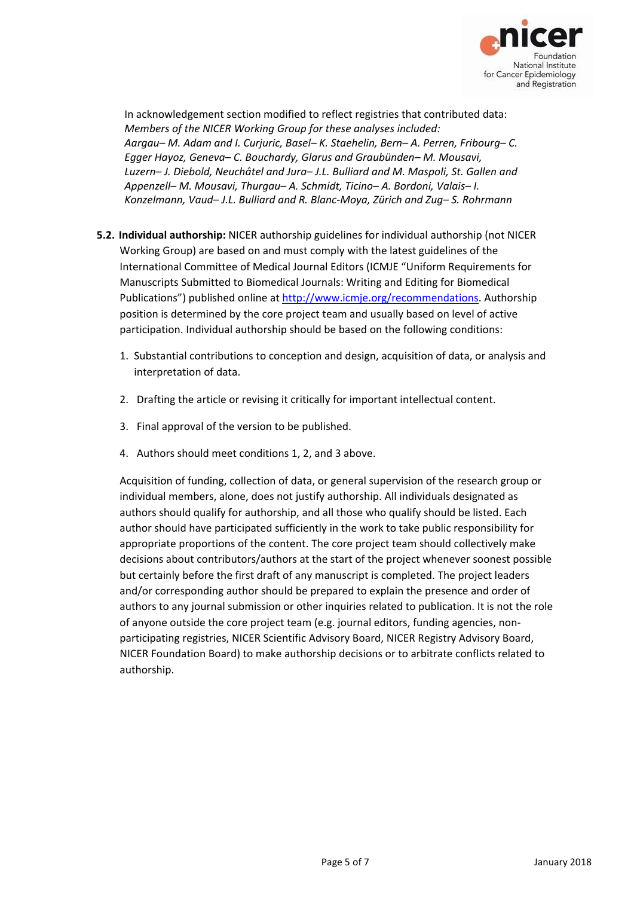In acknowledgement section modified to reflect registries that contributed data:
*Members of the NICER Working Group for these analyses included:*
*Aargau– M. Adam and I. Curjuric, Basel– K. Staehelin, Bern– A. Perren, Fribourg– C. Egger Hayoz, Geneva– C. Bouchardy, Glarus and Graubünden– M. Mousavi, Luzern– J. Diebold, Neuchâtel and Jura– J.L. Bulliard and M. Maspoli, St. Gallen and Appenzell– M. Mousavi, Thurgau– A. Schmidt, Ticino– A. Bordoni, Valais– I. Konzelmann, Vaud– J.L. Bulliard and R. Blanc-Moya, Zürich and Zug– S. Rohrmann*

**5.2. Individual authorship:** NICER authorship guidelines for individual authorship (not NICER Working Group) are based on and must comply with the latest guidelines of the International Committee of Medical Journal Editors (ICMJE "Uniform Requirements for Manuscripts Submitted to Biomedical Journals: Writing and Editing for Biomedical Publications") published online at [http://www.icmje.org/recommendations](http://www.icmje.org/recommendations). Authorship position is determined by the core project team and usually based on level of active participation. Individual authorship should be based on the following conditions:

1. Substantial contributions to conception and design, acquisition of data, or analysis and interpretation of data.
2. Drafting the article or revising it critically for important intellectual content.
3. Final approval of the version to be published.
4. Authors should meet conditions 1, 2, and 3 above.

Acquisition of funding, collection of data, or general supervision of the research group or individual members, alone, does not justify authorship. All individuals designated as authors should qualify for authorship, and all those who qualify should be listed. Each author should have participated sufficiently in the work to take public responsibility for appropriate proportions of the content. The core project team should collectively make decisions about contributors/authors at the start of the project whenever soonest possible but certainly before the first draft of any manuscript is completed. The project leaders and/or corresponding author should be prepared to explain the presence and order of authors to any journal submission or other inquiries related to publication. It is not the role of anyone outside the core project team (e.g. journal editors, funding agencies, non-participating registries, NICER Scientific Advisory Board, NICER Registry Advisory Board, NICER Foundation Board) to make authorship decisions or to arbitrate conflicts related to authorship.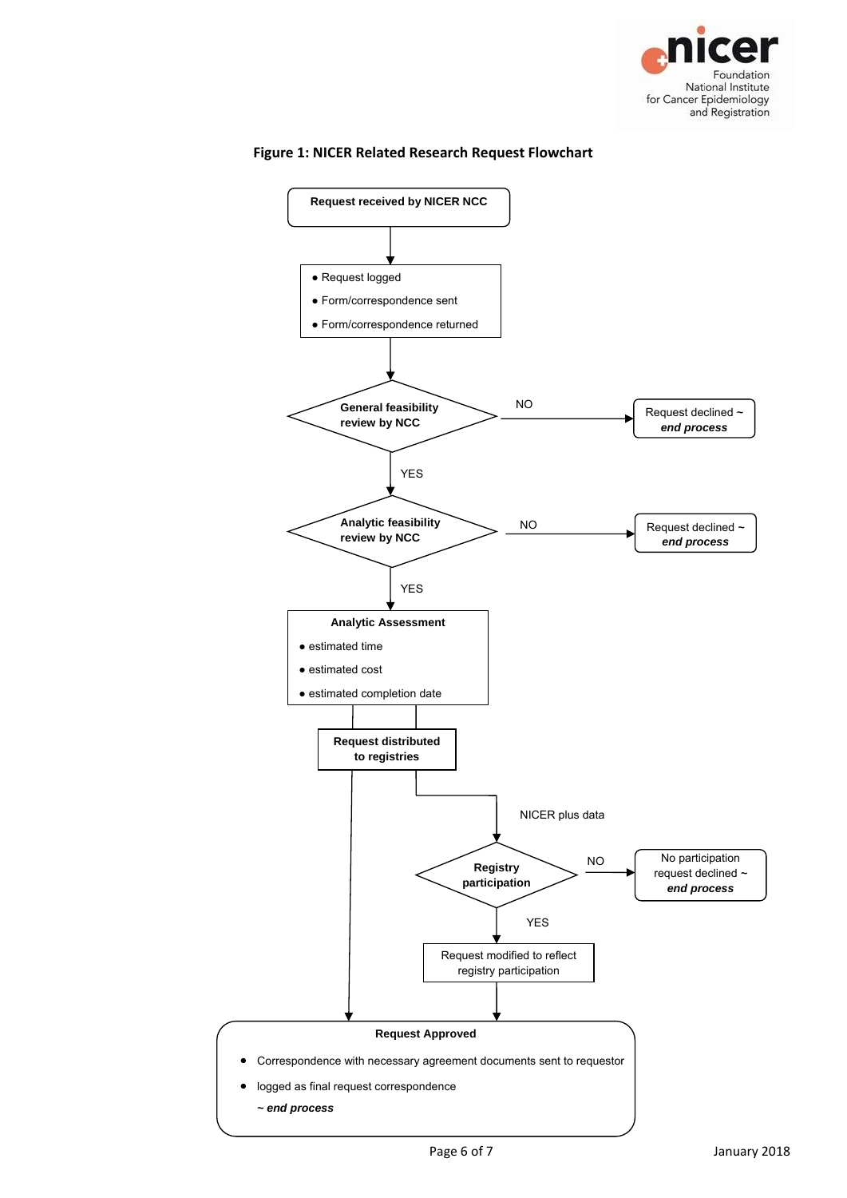**Figure 1: NICER Related Research Request Flowchart**

**Request received by NICER NCC**

- Request logged
- Form/correspondence sent
- Form/correspondence returned

**General feasibility review by NCC**

NO → Request declined ~ ***end process***

YES

**Analytic feasibility review by NCC**

NO → Request declined ~ ***end process***

YES

**Analytic Assessment**

- estimated time
- estimated cost
- estimated completion date

**Request distributed to registries**

NICER plus data

**Registry participation**

NO → No participation request declined ~ ***end process***

YES

Request modified to reflect registry participation

**Request Approved**

- Correspondence with necessary agreement documents sent to requestor
- logged as final request correspondence

***~ end process***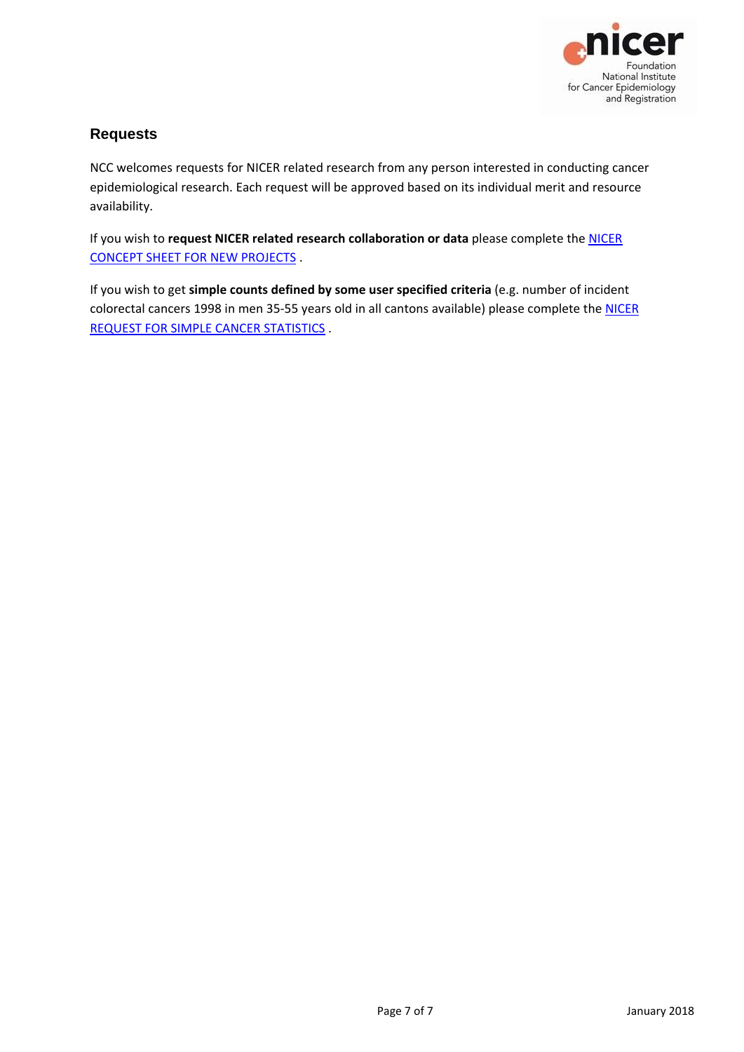## Requests

NCC welcomes requests for NICER related research from any person interested in conducting cancer epidemiological research. Each request will be approved based on its individual merit and resource availability.

If you wish to **request NICER related research collaboration or data** please complete the NICER CONCEPT SHEET FOR NEW PROJECTS .

If you wish to get **simple counts defined by some user specified criteria** (e.g. number of incident colorectal cancers 1998 in men 35-55 years old in all cantons available) please complete the NICER REQUEST FOR SIMPLE CANCER STATISTICS .